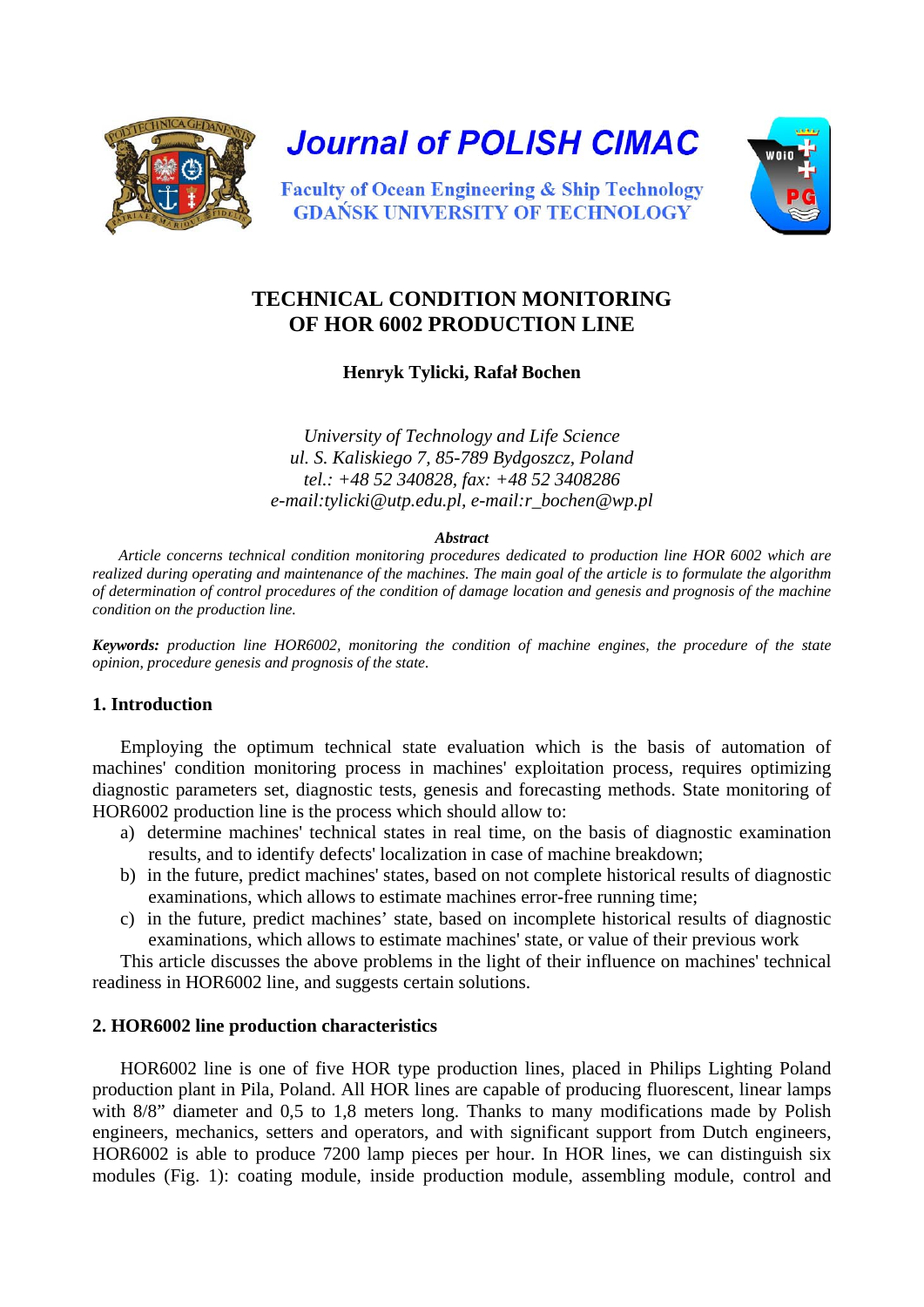# TECHNICAL CONDITION MONITORING OF HOR 6002 PRODUCTION LINE

**Henryk Tylicki, Rafał Bochen**

*University of Technology and Life Science*
*ul. S. Kaliskiego 7, 85-789 Bydgoszcz, Poland*
*tel.: +48 52 340828, fax: +48 52 3408286*
*e-mail:tylicki@utp.edu.pl, e-mail:r_bochen@wp.pl*

***Abstract***

*Article concerns technical condition monitoring procedures dedicated to production line HOR 6002 which are realized during operating and maintenance of the machines. The main goal of the article is to formulate the algorithm of determination of control procedures of the condition of damage location and genesis and prognosis of the machine condition on the production line.*

***Keywords:*** *production line HOR6002, monitoring the condition of machine engines, the procedure of the state opinion, procedure genesis and prognosis of the state.*

## 1. Introduction

Employing the optimum technical state evaluation which is the basis of automation of machines' condition monitoring process in machines' exploitation process, requires optimizing diagnostic parameters set, diagnostic tests, genesis and forecasting methods. State monitoring of HOR6002 production line is the process which should allow to:

a) determine machines' technical states in real time, on the basis of diagnostic examination results, and to identify defects' localization in case of machine breakdown;
b) in the future, predict machines' states, based on not complete historical results of diagnostic examinations, which allows to estimate machines error-free running time;
c) in the future, predict machines' state, based on incomplete historical results of diagnostic examinations, which allows to estimate machines' state, or value of their previous work

This article discusses the above problems in the light of their influence on machines' technical readiness in HOR6002 line, and suggests certain solutions.

## 2. HOR6002 line production characteristics

HOR6002 line is one of five HOR type production lines, placed in Philips Lighting Poland production plant in Pila, Poland. All HOR lines are capable of producing fluorescent, linear lamps with 8/8" diameter and 0,5 to 1,8 meters long. Thanks to many modifications made by Polish engineers, mechanics, setters and operators, and with significant support from Dutch engineers, HOR6002 is able to produce 7200 lamp pieces per hour. In HOR lines, we can distinguish six modules (Fig. 1): coating module, inside production module, assembling module, control and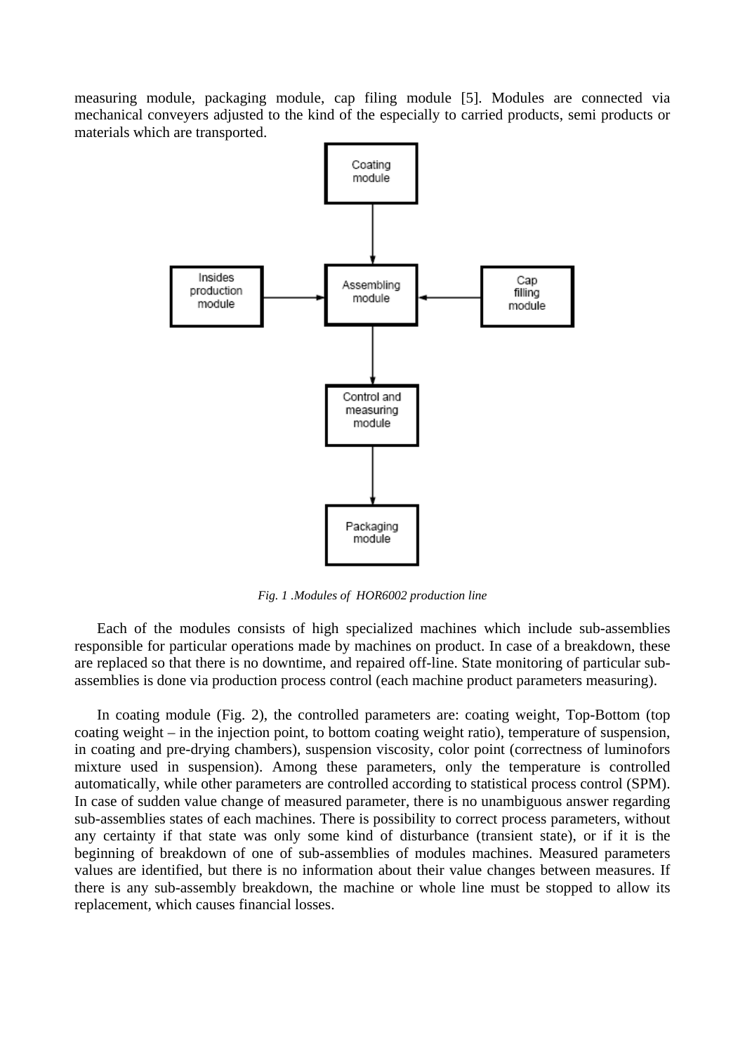measuring module, packaging module, cap filing module [5]. Modules are connected via mechanical conveyers adjusted to the kind of the especially to carried products, semi products or materials which are transported.

*Fig. 1 .Modules of HOR6002 production line*

Each of the modules consists of high specialized machines which include sub-assemblies responsible for particular operations made by machines on product. In case of a breakdown, these are replaced so that there is no downtime, and repaired off-line. State monitoring of particular sub-assemblies is done via production process control (each machine product parameters measuring).

In coating module (Fig. 2), the controlled parameters are: coating weight, Top-Bottom (top coating weight – in the injection point, to bottom coating weight ratio), temperature of suspension, in coating and pre-drying chambers), suspension viscosity, color point (correctness of luminofors mixture used in suspension). Among these parameters, only the temperature is controlled automatically, while other parameters are controlled according to statistical process control (SPM). In case of sudden value change of measured parameter, there is no unambiguous answer regarding sub-assemblies states of each machines. There is possibility to correct process parameters, without any certainty if that state was only some kind of disturbance (transient state), or if it is the beginning of breakdown of one of sub-assemblies of modules machines. Measured parameters values are identified, but there is no information about their value changes between measures. If there is any sub-assembly breakdown, the machine or whole line must be stopped to allow its replacement, which causes financial losses.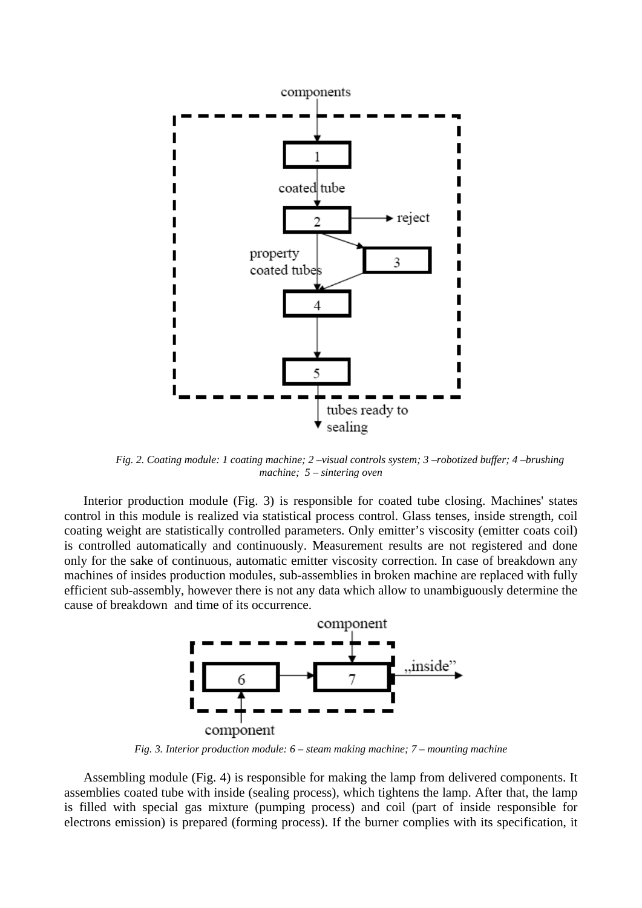Fig. 2. Coating module: 1 coating machine; 2 –visual controls system; 3 –robotized buffer; 4 –brushing machine; 5 – sintering oven

Interior production module (Fig. 3) is responsible for coated tube closing. Machines' states control in this module is realized via statistical process control. Glass tenses, inside strength, coil coating weight are statistically controlled parameters. Only emitter's viscosity (emitter coats coil) is controlled automatically and continuously. Measurement results are not registered and done only for the sake of continuous, automatic emitter viscosity correction. In case of breakdown any machines of insides production modules, sub-assemblies in broken machine are replaced with fully efficient sub-assembly, however there is not any data which allow to unambiguously determine the cause of breakdown and time of its occurrence.

Fig. 3. Interior production module: 6 – steam making machine; 7 – mounting machine

Assembling module (Fig. 4) is responsible for making the lamp from delivered components. It assemblies coated tube with inside (sealing process), which tightens the lamp. After that, the lamp is filled with special gas mixture (pumping process) and coil (part of inside responsible for electrons emission) is prepared (forming process). If the burner complies with its specification, it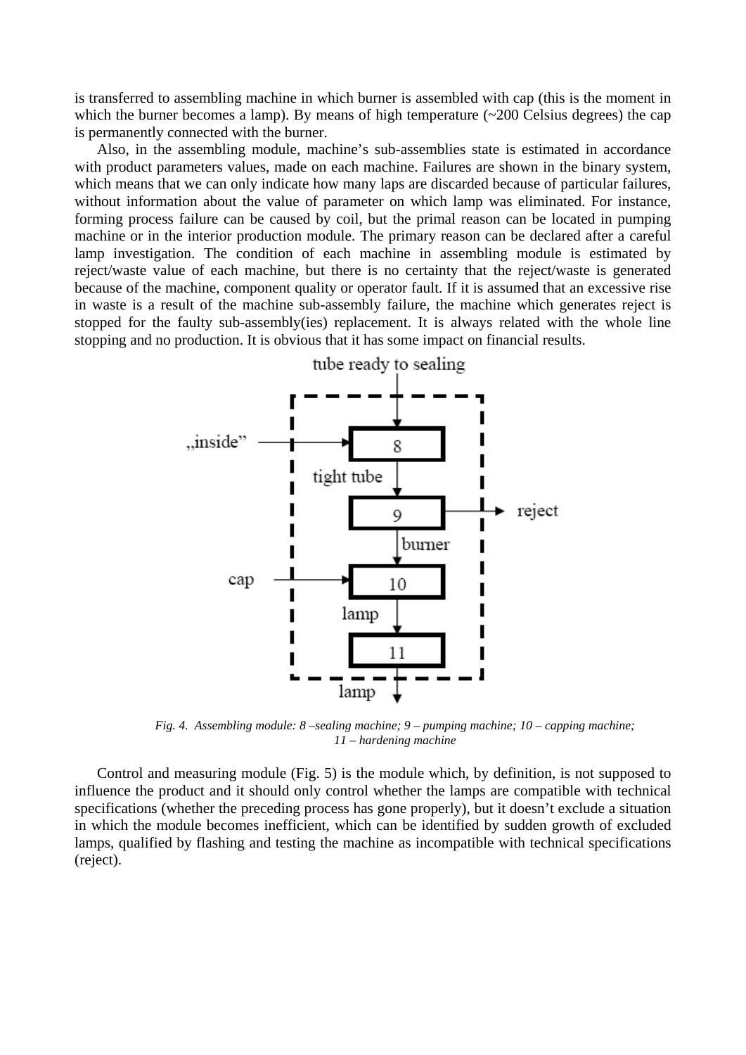is transferred to assembling machine in which burner is assembled with cap (this is the moment in which the burner becomes a lamp). By means of high temperature (~200 Celsius degrees) the cap is permanently connected with the burner.

Also, in the assembling module, machine's sub-assemblies state is estimated in accordance with product parameters values, made on each machine. Failures are shown in the binary system, which means that we can only indicate how many laps are discarded because of particular failures, without information about the value of parameter on which lamp was eliminated. For instance, forming process failure can be caused by coil, but the primal reason can be located in pumping machine or in the interior production module. The primary reason can be declared after a careful lamp investigation. The condition of each machine in assembling module is estimated by reject/waste value of each machine, but there is no certainty that the reject/waste is generated because of the machine, component quality or operator fault. If it is assumed that an excessive rise in waste is a result of the machine sub-assembly failure, the machine which generates reject is stopped for the faulty sub-assembly(ies) replacement. It is always related with the whole line stopping and no production. It is obvious that it has some impact on financial results.

tube ready to sealing

„inside" → 8 → tight tube → 9 → reject; 9 → burner → 10 ← cap; 10 → lamp → 11 → lamp

*Fig. 4. Assembling module: 8 –sealing machine; 9 – pumping machine; 10 – capping machine; 11 – hardening machine*

Control and measuring module (Fig. 5) is the module which, by definition, is not supposed to influence the product and it should only control whether the lamps are compatible with technical specifications (whether the preceding process has gone properly), but it doesn't exclude a situation in which the module becomes inefficient, which can be identified by sudden growth of excluded lamps, qualified by flashing and testing the machine as incompatible with technical specifications (reject).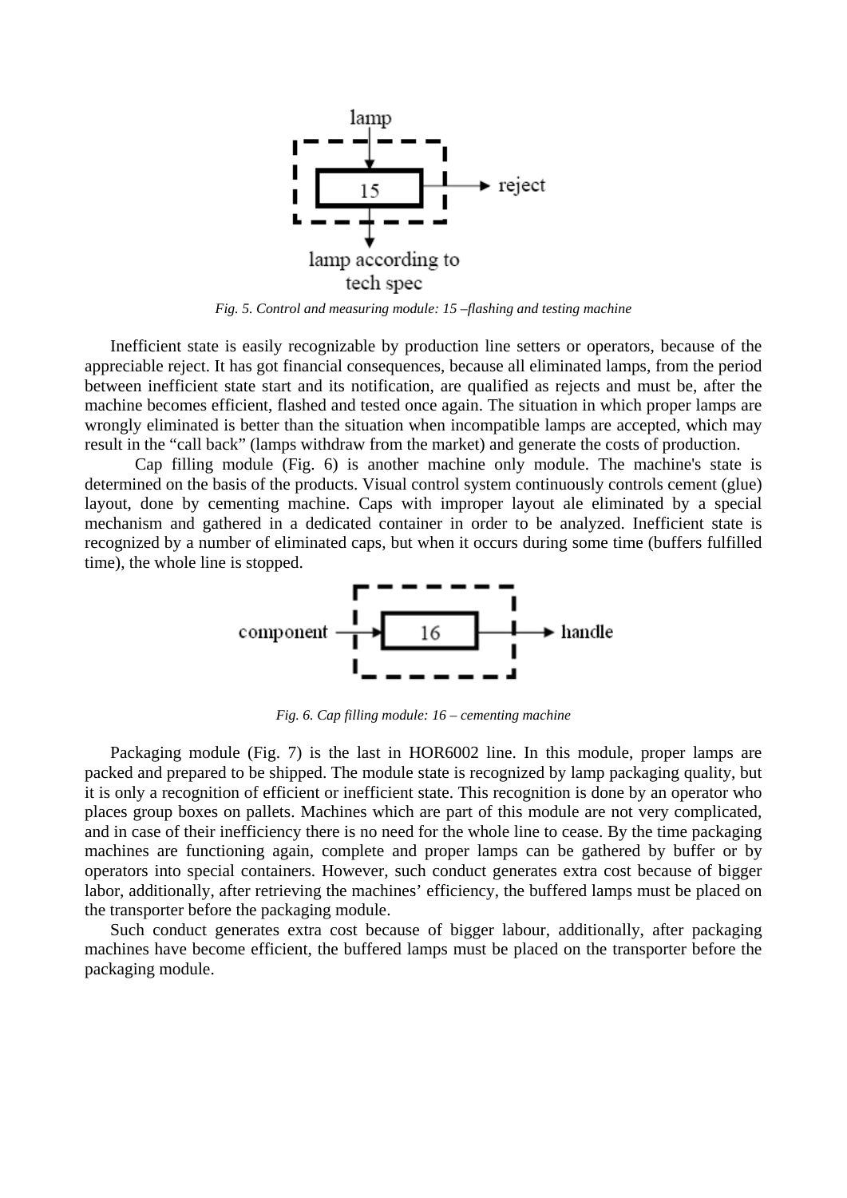*Fig. 5. Control and measuring module: 15 –flashing and testing machine*

Inefficient state is easily recognizable by production line setters or operators, because of the appreciable reject. It has got financial consequences, because all eliminated lamps, from the period between inefficient state start and its notification, are qualified as rejects and must be, after the machine becomes efficient, flashed and tested once again. The situation in which proper lamps are wrongly eliminated is better than the situation when incompatible lamps are accepted, which may result in the "call back" (lamps withdraw from the market) and generate the costs of production.

Cap filling module (Fig. 6) is another machine only module. The machine's state is determined on the basis of the products. Visual control system continuously controls cement (glue) layout, done by cementing machine. Caps with improper layout ale eliminated by a special mechanism and gathered in a dedicated container in order to be analyzed. Inefficient state is recognized by a number of eliminated caps, but when it occurs during some time (buffers fulfilled time), the whole line is stopped.

*Fig. 6. Cap filling module: 16 – cementing machine*

Packaging module (Fig. 7) is the last in HOR6002 line. In this module, proper lamps are packed and prepared to be shipped. The module state is recognized by lamp packaging quality, but it is only a recognition of efficient or inefficient state. This recognition is done by an operator who places group boxes on pallets. Machines which are part of this module are not very complicated, and in case of their inefficiency there is no need for the whole line to cease. By the time packaging machines are functioning again, complete and proper lamps can be gathered by buffer or by operators into special containers. However, such conduct generates extra cost because of bigger labor, additionally, after retrieving the machines' efficiency, the buffered lamps must be placed on the transporter before the packaging module.

Such conduct generates extra cost because of bigger labour, additionally, after packaging machines have become efficient, the buffered lamps must be placed on the transporter before the packaging module.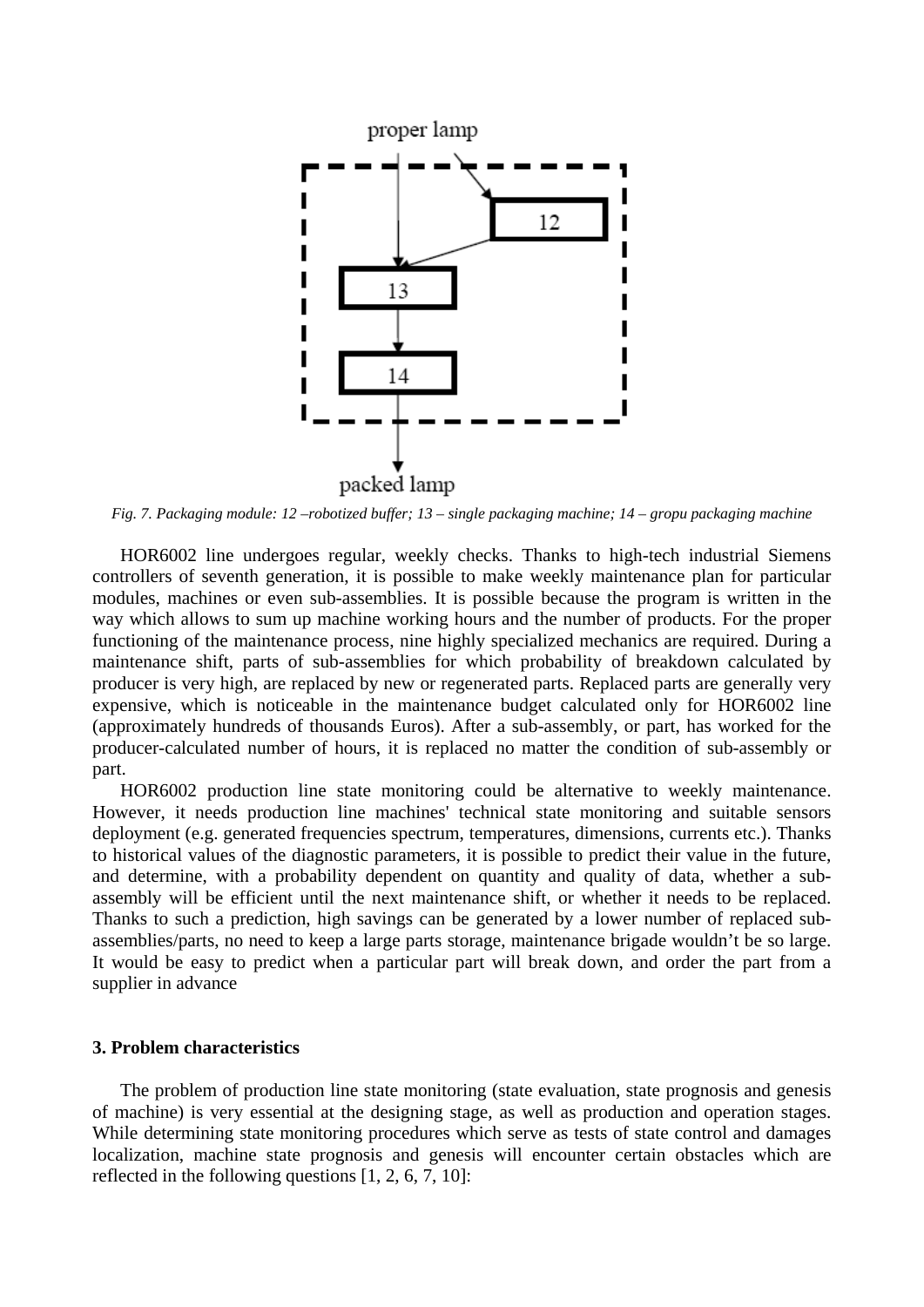Fig. 7. Packaging module: 12 –robotized buffer; 13 – single packaging machine; 14 – gropu packaging machine

HOR6002 line undergoes regular, weekly checks. Thanks to high-tech industrial Siemens controllers of seventh generation, it is possible to make weekly maintenance plan for particular modules, machines or even sub-assemblies. It is possible because the program is written in the way which allows to sum up machine working hours and the number of products. For the proper functioning of the maintenance process, nine highly specialized mechanics are required. During a maintenance shift, parts of sub-assemblies for which probability of breakdown calculated by producer is very high, are replaced by new or regenerated parts. Replaced parts are generally very expensive, which is noticeable in the maintenance budget calculated only for HOR6002 line (approximately hundreds of thousands Euros). After a sub-assembly, or part, has worked for the producer-calculated number of hours, it is replaced no matter the condition of sub-assembly or part.

HOR6002 production line state monitoring could be alternative to weekly maintenance. However, it needs production line machines' technical state monitoring and suitable sensors deployment (e.g. generated frequencies spectrum, temperatures, dimensions, currents etc.). Thanks to historical values of the diagnostic parameters, it is possible to predict their value in the future, and determine, with a probability dependent on quantity and quality of data, whether a sub-assembly will be efficient until the next maintenance shift, or whether it needs to be replaced. Thanks to such a prediction, high savings can be generated by a lower number of replaced sub-assemblies/parts, no need to keep a large parts storage, maintenance brigade wouldn't be so large. It would be easy to predict when a particular part will break down, and order the part from a supplier in advance

## 3. Problem characteristics

The problem of production line state monitoring (state evaluation, state prognosis and genesis of machine) is very essential at the designing stage, as well as production and operation stages. While determining state monitoring procedures which serve as tests of state control and damages localization, machine state prognosis and genesis will encounter certain obstacles which are reflected in the following questions [1, 2, 6, 7, 10]: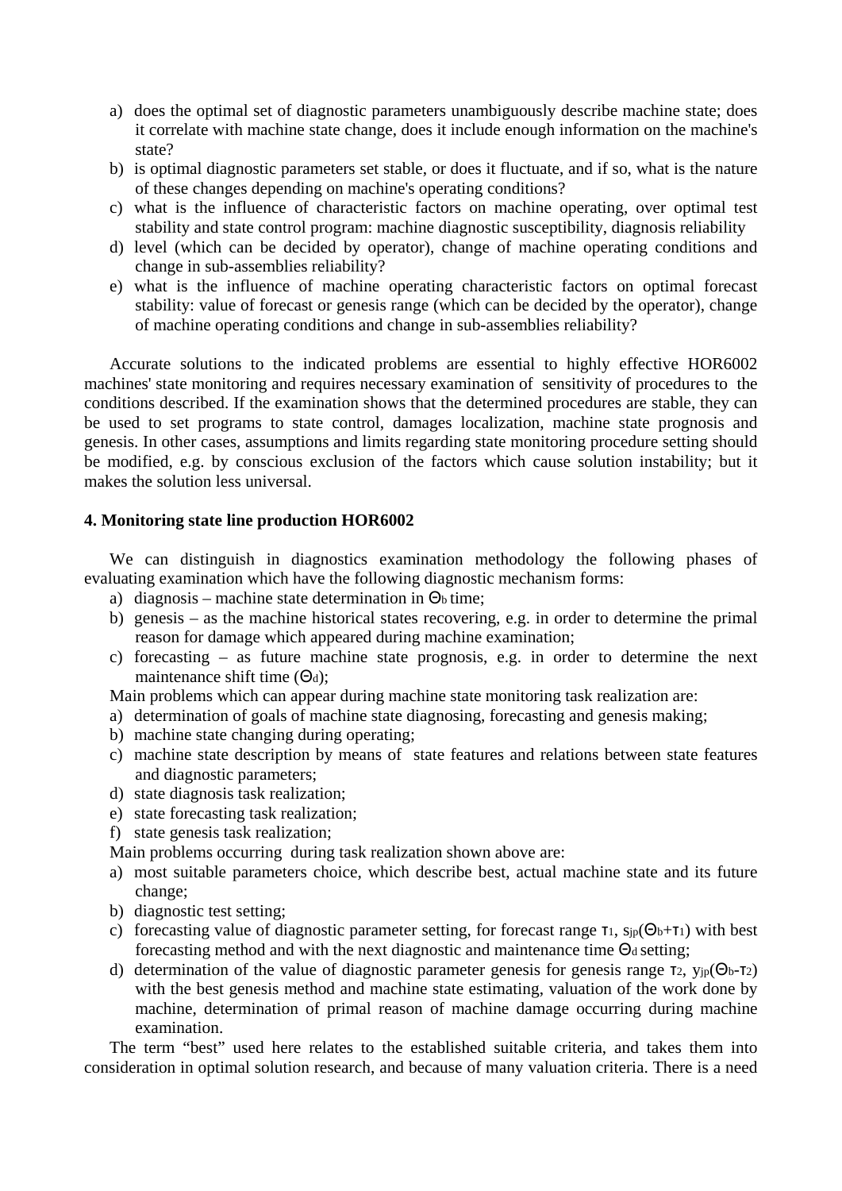a) does the optimal set of diagnostic parameters unambiguously describe machine state; does it correlate with machine state change, does it include enough information on the machine's state?
b) is optimal diagnostic parameters set stable, or does it fluctuate, and if so, what is the nature of these changes depending on machine's operating conditions?
c) what is the influence of characteristic factors on machine operating, over optimal test stability and state control program: machine diagnostic susceptibility, diagnosis reliability
d) level (which can be decided by operator), change of machine operating conditions and change in sub-assemblies reliability?
e) what is the influence of machine operating characteristic factors on optimal forecast stability: value of forecast or genesis range (which can be decided by the operator), change of machine operating conditions and change in sub-assemblies reliability?

Accurate solutions to the indicated problems are essential to highly effective HOR6002 machines' state monitoring and requires necessary examination of sensitivity of procedures to the conditions described. If the examination shows that the determined procedures are stable, they can be used to set programs to state control, damages localization, machine state prognosis and genesis. In other cases, assumptions and limits regarding state monitoring procedure setting should be modified, e.g. by conscious exclusion of the factors which cause solution instability; but it makes the solution less universal.

## 4. Monitoring state line production HOR6002

We can distinguish in diagnostics examination methodology the following phases of evaluating examination which have the following diagnostic mechanism forms:

a) diagnosis – machine state determination in $\Theta_b$ time;
b) genesis – as the machine historical states recovering, e.g. in order to determine the primal reason for damage which appeared during machine examination;
c) forecasting – as future machine state prognosis, e.g. in order to determine the next maintenance shift time ($\Theta_d$);

Main problems which can appear during machine state monitoring task realization are:

a) determination of goals of machine state diagnosing, forecasting and genesis making;
b) machine state changing during operating;
c) machine state description by means of state features and relations between state features and diagnostic parameters;
d) state diagnosis task realization;
e) state forecasting task realization;
f) state genesis task realization;

Main problems occurring during task realization shown above are:

a) most suitable parameters choice, which describe best, actual machine state and its future change;
b) diagnostic test setting;
c) forecasting value of diagnostic parameter setting, for forecast range $\tau_1$, $s_{jp}(\Theta_b+\tau_1)$ with best forecasting method and with the next diagnostic and maintenance time $\Theta_d$ setting;
d) determination of the value of diagnostic parameter genesis for genesis range $\tau_2$, $y_{jp}(\Theta_b-\tau_2)$ with the best genesis method and machine state estimating, valuation of the work done by machine, determination of primal reason of machine damage occurring during machine examination.

The term "best" used here relates to the established suitable criteria, and takes them into consideration in optimal solution research, and because of many valuation criteria. There is a need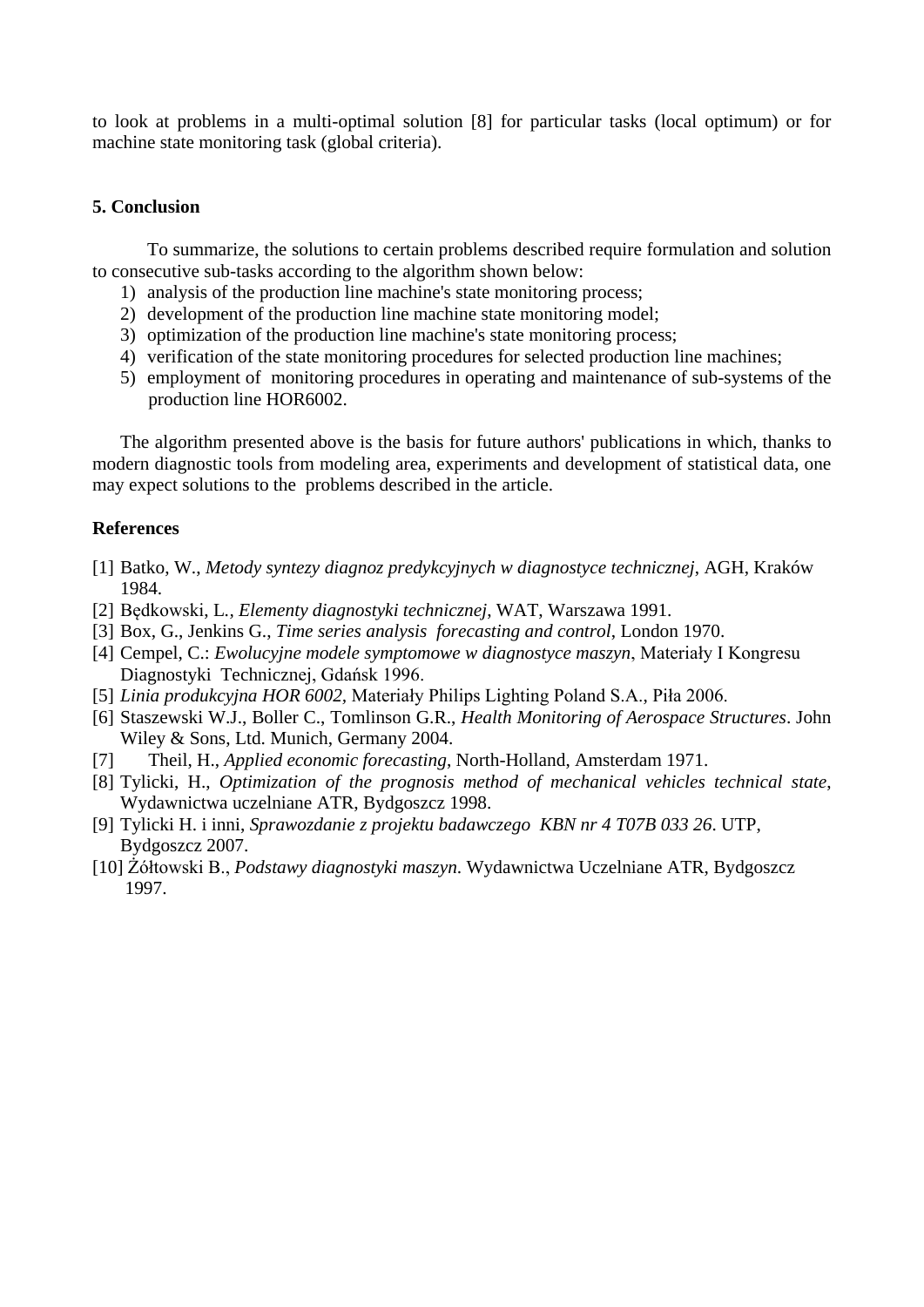to look at problems in a multi-optimal solution [8] for particular tasks (local optimum) or for machine state monitoring task (global criteria).

## 5. Conclusion

To summarize, the solutions to certain problems described require formulation and solution to consecutive sub-tasks according to the algorithm shown below:

1) analysis of the production line machine's state monitoring process;
2) development of the production line machine state monitoring model;
3) optimization of the production line machine's state monitoring process;
4) verification of the state monitoring procedures for selected production line machines;
5) employment of monitoring procedures in operating and maintenance of sub-systems of the production line HOR6002.

The algorithm presented above is the basis for future authors' publications in which, thanks to modern diagnostic tools from modeling area, experiments and development of statistical data, one may expect solutions to the problems described in the article.

## References

[1] Batko, W., *Metody syntezy diagnoz predykcyjnych w diagnostyce technicznej*, AGH, Kraków 1984.
[2] Będkowski, L., *Elementy diagnostyki technicznej*, WAT, Warszawa 1991.
[3] Box, G., Jenkins G., *Time series analysis forecasting and control*, London 1970.
[4] Cempel, C.: *Ewolucyjne modele symptomowe w diagnostyce maszyn*, Materiały I Kongresu Diagnostyki Technicznej, Gdańsk 1996.
[5] *Linia produkcyjna HOR 6002*, Materiały Philips Lighting Poland S.A., Piła 2006.
[6] Staszewski W.J., Boller C., Tomlinson G.R., *Health Monitoring of Aerospace Structures*. John Wiley & Sons, Ltd. Munich, Germany 2004.
[7] Theil, H., *Applied economic forecasting*, North-Holland, Amsterdam 1971.
[8] Tylicki, H., *Optimization of the prognosis method of mechanical vehicles technical state*, Wydawnictwa uczelniane ATR, Bydgoszcz 1998.
[9] Tylicki H. i inni, *Sprawozdanie z projektu badawczego KBN nr 4 T07B 033 26*. UTP, Bydgoszcz 2007.
[10] Żółtowski B., *Podstawy diagnostyki maszyn*. Wydawnictwa Uczelniane ATR, Bydgoszcz 1997.